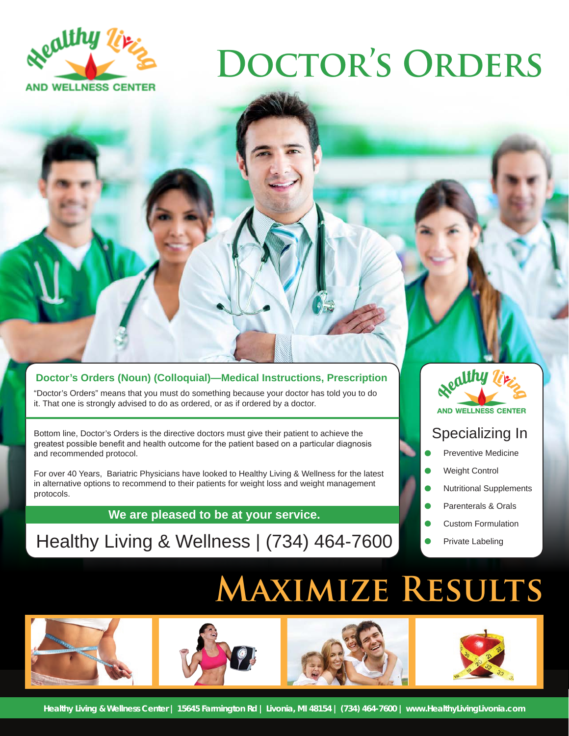Healthy Living AND WELLNESS CENTER

# Doctor's Orders

**Doctor's Orders (Noun) (Colloquial)—Medical Instructions, Prescription**

"Doctor's Orders" means that you must do something because your doctor has told you to do it. That one is strongly advised to do as ordered, or as if ordered by a doctor.

Bottom line, Doctor's Orders is the directive doctors must give their patient to achieve the greatest possible benefit and health outcome for the patient based on a particular diagnosis and recommended protocol.

For over 40 Years, Bariatric Physicians have looked to Healthy Living & Wellness for the latest in alternative options to recommend to their patients for weight loss and weight management protocols.

**We are pleased to be at your service.**

Healthy Living & Wellness | (734) 464-7600

Healthy Living AND WELLNESS CENTER

## Specializing In

- Preventive Medicine
- Weight Control
- Nutritional Supplements
- Parenterals & Orals
- Custom Formulation
- Private Labeling

# Maximize Results

**Healthy Living & Wellness Center | 15645 Farmington Rd | Livonia, MI 48154 | (734) 464-7600 | www.HealthyLivingLivonia.com**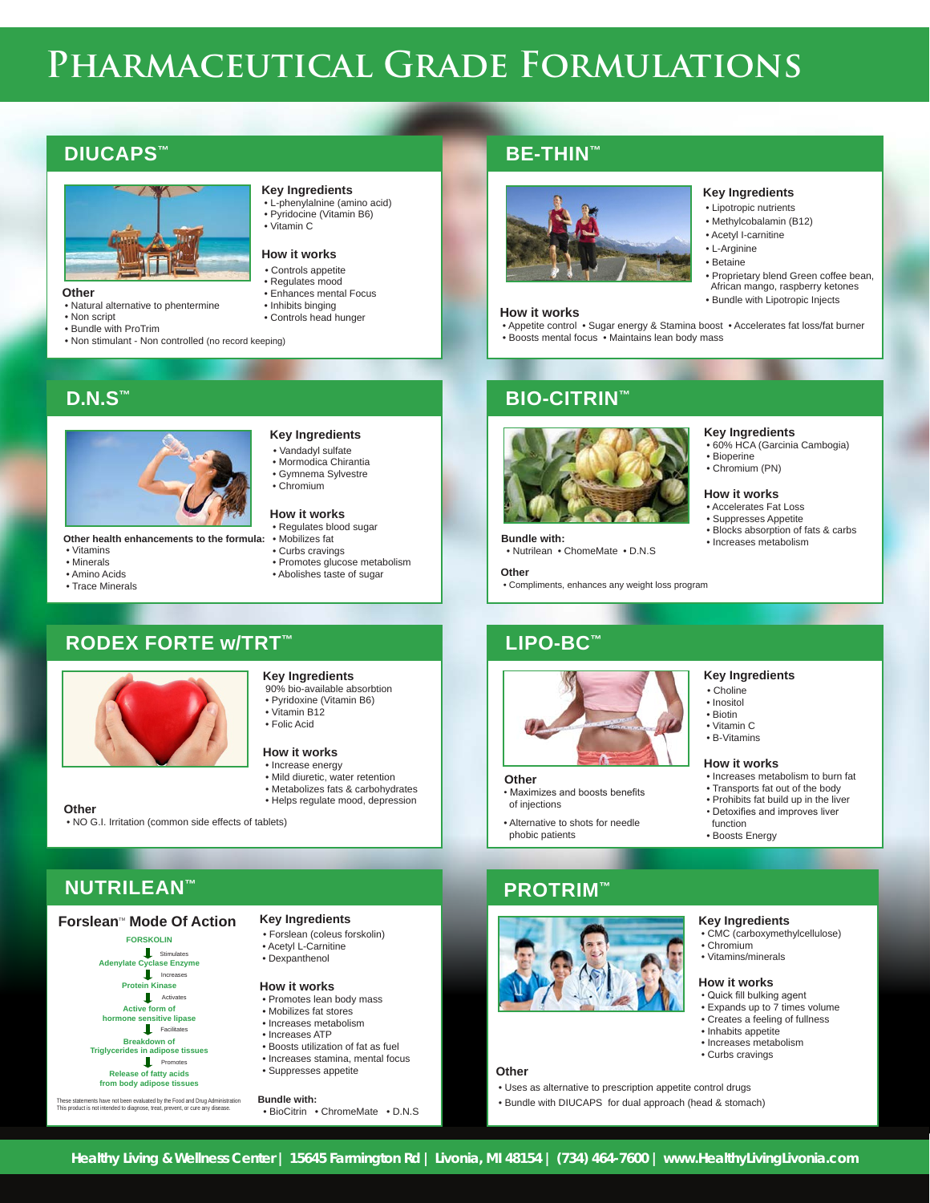# Pharmaceutical Grade Formulations

## DIUCAPS™

### Key Ingredients

- L-phenylalnine (amino acid)
- Pyridocine (Vitamin B6)
- Vitamin C

### How it works

- Controls appetite
- Regulates mood
- Enhances mental Focus
- Inhibits binging
- Controls head hunger

### Other

- Natural alternative to phentermine
- Non script
- Bundle with ProTrim
- Non stimulant - Non controlled (no record keeping)

## BE-THIN™

### Key Ingredients

- Lipotropic nutrients
- Methylcobalamin (B12)
- Acetyl l-carnitine
- L-Arginine
- Betaine
- Proprietary blend Green coffee bean, African mango, raspberry ketones
- Bundle with Lipotropic Injects

### How it works

- Appetite control
- Sugar energy & Stamina boost
- Accelerates fat loss/fat burner
- Boosts mental focus
- Maintains lean body mass

## D.N.S™

### Key Ingredients

- Vandadyl sulfate
- Mormodica Chiranta
- Gymnema Sylvestre
- Chromium

### How it works

- Regulates blood sugar
- Mobilizes fat
- Curbs cravings
- Promotes glucose metabolism
- Abolishes taste of sugar

### Other health enhancements to the formula:

- Vitamins
- Minerals
- Amino Acids
- Trace Minerals

## BIO-CITRIN™

### Key Ingredients

- 60% HCA (Garcinia Cambogia)
- Bioperine
- Chromium (PN)

### How it works

- Accelerates Fat Loss
- Suppresses Appetite
- Blocks absorption of fats & carbs
- Increases metabolism

### Bundle with:

- Nutrilean
- ChomeMate
- D.N.S

### Other

- Compliments, enhances any weight loss program

## RODEX FORTE w/TRT™

### Key Ingredients

90% bio-available absorbtion

- Pyridoxine (Vitamin B6)
- Vitamin B12
- Folic Acid

### How it works

- Increase energy
- Mild diuretic, water retention
- Metabolizes fats & carbohydrates
- Helps regulate mood, depression

### Other

- NO G.I. Irritation (common side effects of tablets)

## LIPO-BC™

### Key Ingredients

- Choline
- Inositol
- Biotin
- Vitamin C
- B-Vitamins

### How it works

- Increases metabolism to burn fat
- Transports fat out of the body
- Prohibits fat build up in the liver
- Detoxifies and improves liver function
- Boosts Energy

### Other

- Maximizes and boosts benefits of injections
- Alternative to shots for needle phobic patients

## NUTRILEAN™

### Forslean™ Mode Of Action

**FORSKOLIN**
↓ Stimulates
**Adenylate Cyclase Enzyme**
↓ Increases
**Protein Kinase**
↓ Activates
**Active form of hormone sensitive lipase**
↓ Facilitates
**Breakdown of Triglycerides in adipose tissues**
↓ Promotes
**Release of fatty acids from body adipose tissues**

These statements have not been evaluated by the Food and Drug Administration This product is not intended to diagnose, treat, prevent, or cure any disease.

### Key Ingredients

- Forslean (coleus forskolin)
- Acetyl L-Carnitine
- Dexpanthenol

### How it works

- Promotes lean body mass
- Mobilizes fat stores
- Increases metabolism
- Increases ATP
- Boosts utilization of fat as fuel
- Increases stamina, mental focus
- Suppresses appetite

### Bundle with:

- BioCitrin
- ChromeMate
- D.N.S

## PROTRIM™

### Key Ingredients

- CMC (carboxymethylcellulose)
- Chromium
- Vitamins/minerals

### How it works

- Quick fill bulking agent
- Expands up to 7 times volume
- Creates a feeling of fullness
- Inhabits appetite
- Increases metabolism
- Curbs cravings

### Other

- Uses as alternative to prescription appetite control drugs
- Bundle with DIUCAPS for dual approach (head & stomach)

**Healthy Living & Wellness Center | 15645 Farmington Rd | Livonia, MI 48154 | (734) 464-7600 | www.HealthyLivingLivonia.com**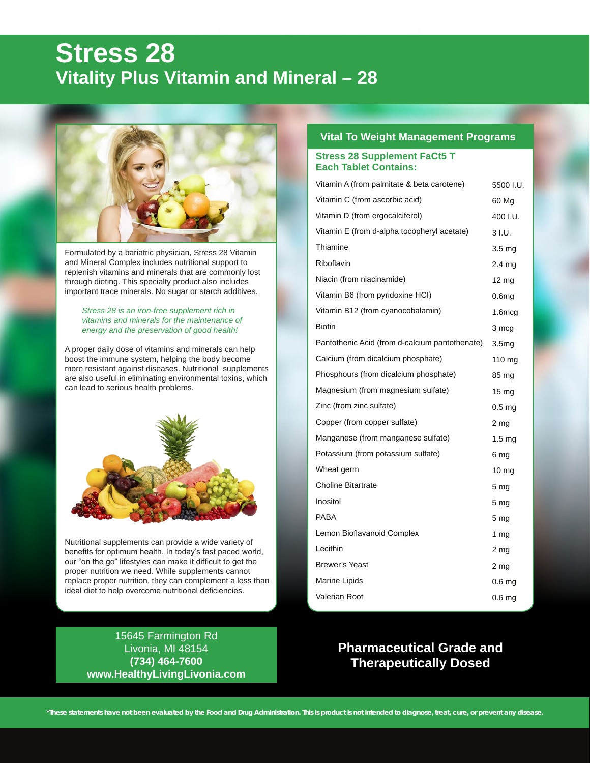# Stress 28

## Vitality Plus Vitamin and Mineral – 28

Formulated by a bariatric physician, Stress 28 Vitamin and Mineral Complex includes nutritional support to replenish vitamins and minerals that are commonly lost through dieting. This specialty product also includes important trace minerals. No sugar or starch additives.

*Stress 28 is an iron-free supplement rich in vitamins and minerals for the maintenance of energy and the preservation of good health!*

A proper daily dose of vitamins and minerals can help boost the immune system, helping the body become more resistant against diseases. Nutritional supplements are also useful in eliminating environmental toxins, which can lead to serious health problems.

Nutritional supplements can provide a wide variety of benefits for optimum health. In today's fast paced world, our "on the go" lifestyles can make it difficult to get the proper nutrition we need. While supplements cannot replace proper nutrition, they can complement a less than ideal diet to help overcome nutritional deficiencies.

### Vital To Weight Management Programs

**Stress 28 Supplement FaCt5 T**
**Each Tablet Contains:**

| | |
|---|---|
| Vitamin A (from palmitate & beta carotene) | 5500 I.U. |
| Vitamin C (from ascorbic acid) | 60 Mg |
| Vitamin D (from ergocalciferol) | 400 I.U. |
| Vitamin E (from d-alpha tocopheryl acetate) | 3 I.U. |
| Thiamine | 3.5 mg |
| Riboflavin | 2.4 mg |
| Niacin (from niacinamide) | 12 mg |
| Vitamin B6 (from pyridoxine HCl) | 0.6mg |
| Vitamin B12 (from cyanocobalamin) | 1.6mcg |
| Biotin | 3 mcg |
| Pantothenic Acid (from d-calcium pantothenate) | 3.5mg |
| Calcium (from dicalcium phosphate) | 110 mg |
| Phosphours (from dicalcium phosphate) | 85 mg |
| Magnesium (from magnesium sulfate) | 15 mg |
| Zinc (from zinc sulfate) | 0.5 mg |
| Copper (from copper sulfate) | 2 mg |
| Manganese (from manganese sulfate) | 1.5 mg |
| Potassium (from potassium sulfate) | 6 mg |
| Wheat germ | 10 mg |
| Choline Bitartrate | 5 mg |
| Inositol | 5 mg |
| PABA | 5 mg |
| Lemon Bioflavanoid Complex | 1 mg |
| Lecithin | 2 mg |
| Brewer's Yeast | 2 mg |
| Marine Lipids | 0.6 mg |
| Valerian Root | 0.6 mg |

15645 Farmington Rd
Livonia, MI 48154
**(734) 464-7600**
**www.HealthyLivingLivonia.com**

**Pharmaceutical Grade and Therapeutically Dosed**

***These statements have not been evaluated by the Food and Drug Administration. This is product is not intended to diagnose, treat, cure, or prevent any disease.**